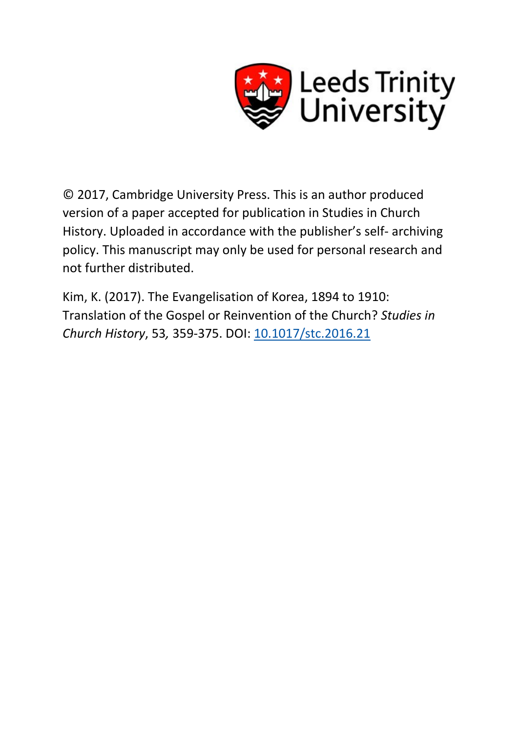Leeds Trinity University

© 2017, Cambridge University Press. This is an author produced version of a paper accepted for publication in Studies in Church History. Uploaded in accordance with the publisher's self- archiving policy. This manuscript may only be used for personal research and not further distributed.

Kim, K. (2017). The Evangelisation of Korea, 1894 to 1910: Translation of the Gospel or Reinvention of the Church? *Studies in Church History*, 53*,* 359-375. DOI: [10.1017/stc.2016.21](https://doi.org/10.1017/stc.2016.21)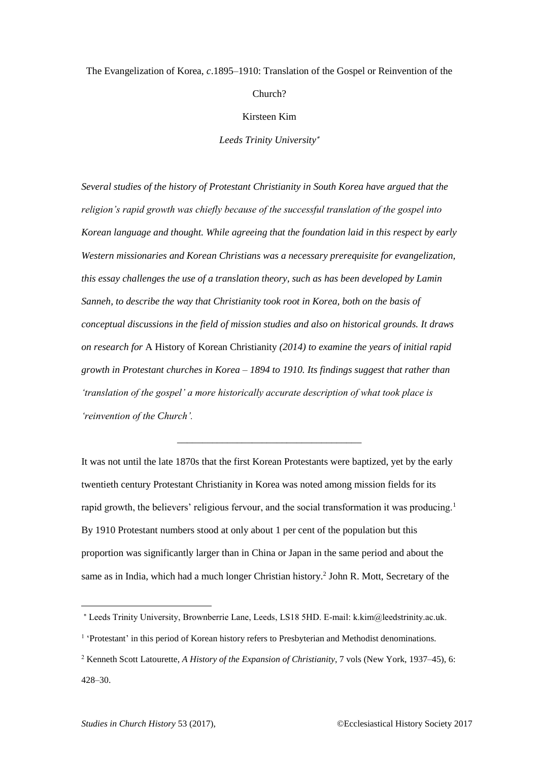The Evangelization of Korea, *c*.1895–1910: Translation of the Gospel or Reinvention of the Church?

Kirsteen Kim

*Leeds Trinity University*[*]

*Several studies of the history of Protestant Christianity in South Korea have argued that the religion's rapid growth was chiefly because of the successful translation of the gospel into Korean language and thought. While agreeing that the foundation laid in this respect by early Western missionaries and Korean Christians was a necessary prerequisite for evangelization, this essay challenges the use of a translation theory, such as has been developed by Lamin Sanneh, to describe the way that Christianity took root in Korea, both on the basis of conceptual discussions in the field of mission studies and also on historical grounds. It draws on research for* A History of Korean Christianity *(2014) to examine the years of initial rapid growth in Protestant churches in Korea – 1894 to 1910. Its findings suggest that rather than 'translation of the gospel' a more historically accurate description of what took place is 'reinvention of the Church'.*

---

It was not until the late 1870s that the first Korean Protestants were baptized, yet by the early twentieth century Protestant Christianity in Korea was noted among mission fields for its rapid growth, the believers' religious fervour, and the social transformation it was producing.[1] By 1910 Protestant numbers stood at only about 1 per cent of the population but this proportion was significantly larger than in China or Japan in the same period and about the same as in India, which had a much longer Christian history.[2] John R. Mott, Secretary of the

---

[*] Leeds Trinity University, Brownberrie Lane, Leeds, LS18 5HD. E-mail: k.kim@leedstrinity.ac.uk.

[1] 'Protestant' in this period of Korean history refers to Presbyterian and Methodist denominations.

[2] Kenneth Scott Latourette, *A History of the Expansion of Christianity*, 7 vols (New York, 1937–45), 6: 428–30.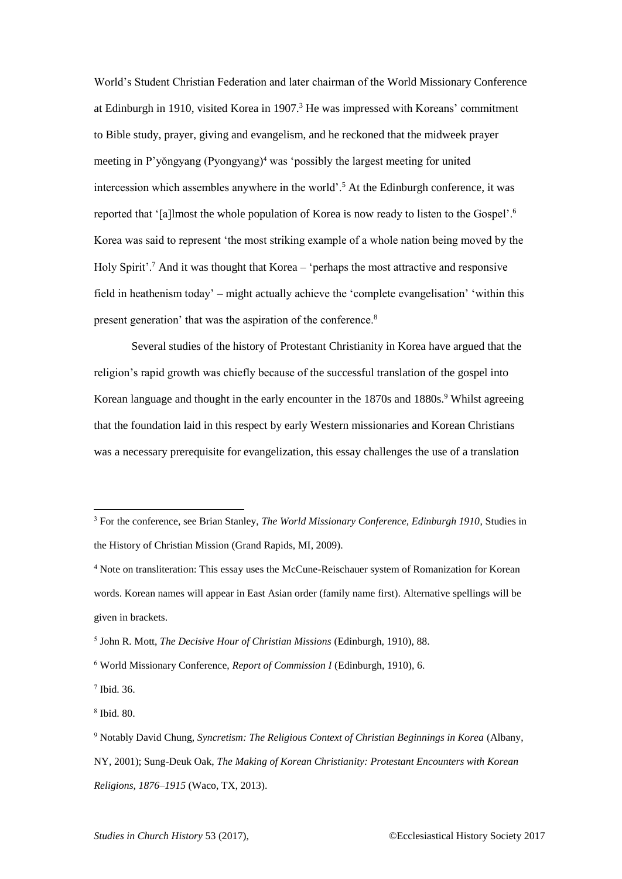World's Student Christian Federation and later chairman of the World Missionary Conference at Edinburgh in 1910, visited Korea in 1907.[3] He was impressed with Koreans' commitment to Bible study, prayer, giving and evangelism, and he reckoned that the midweek prayer meeting in P'yŏngyang (Pyongyang)[4] was 'possibly the largest meeting for united intercession which assembles anywhere in the world'.[5] At the Edinburgh conference, it was reported that '[a]lmost the whole population of Korea is now ready to listen to the Gospel'.[6] Korea was said to represent 'the most striking example of a whole nation being moved by the Holy Spirit'.[7] And it was thought that Korea – 'perhaps the most attractive and responsive field in heathenism today' – might actually achieve the 'complete evangelisation' 'within this present generation' that was the aspiration of the conference.[8]

Several studies of the history of Protestant Christianity in Korea have argued that the religion's rapid growth was chiefly because of the successful translation of the gospel into Korean language and thought in the early encounter in the 1870s and 1880s.[9] Whilst agreeing that the foundation laid in this respect by early Western missionaries and Korean Christians was a necessary prerequisite for evangelization, this essay challenges the use of a translation

---

[3] For the conference, see Brian Stanley, *The World Missionary Conference, Edinburgh 1910*, Studies in the History of Christian Mission (Grand Rapids, MI, 2009).

[4] Note on transliteration: This essay uses the McCune-Reischauer system of Romanization for Korean words. Korean names will appear in East Asian order (family name first). Alternative spellings will be given in brackets.

[5] John R. Mott, *The Decisive Hour of Christian Missions* (Edinburgh, 1910), 88.

[6] World Missionary Conference, *Report of Commission I* (Edinburgh, 1910), 6.

[7] Ibid. 36.

[8] Ibid. 80.

[9] Notably David Chung, *Syncretism: The Religious Context of Christian Beginnings in Korea* (Albany, NY, 2001); Sung-Deuk Oak, *The Making of Korean Christianity: Protestant Encounters with Korean Religions, 1876–1915* (Waco, TX, 2013).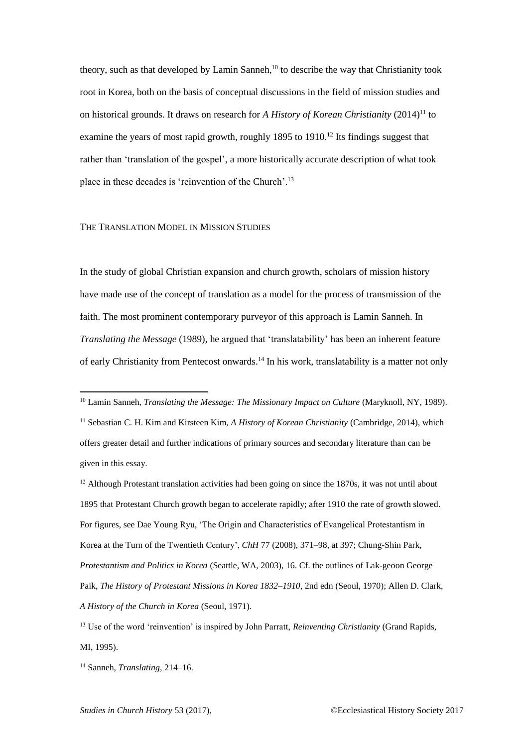theory, such as that developed by Lamin Sanneh,[10] to describe the way that Christianity took root in Korea, both on the basis of conceptual discussions in the field of mission studies and on historical grounds. It draws on research for *A History of Korean Christianity* (2014)[11] to examine the years of most rapid growth, roughly 1895 to 1910.[12] Its findings suggest that rather than 'translation of the gospel', a more historically accurate description of what took place in these decades is 'reinvention of the Church'.[13]

## The Translation Model in Mission Studies

In the study of global Christian expansion and church growth, scholars of mission history have made use of the concept of translation as a model for the process of transmission of the faith. The most prominent contemporary purveyor of this approach is Lamin Sanneh. In *Translating the Message* (1989), he argued that 'translatability' has been an inherent feature of early Christianity from Pentecost onwards.[14] In his work, translatability is a matter not only

---

[10] Lamin Sanneh, *Translating the Message: The Missionary Impact on Culture* (Maryknoll, NY, 1989).

[11] Sebastian C. H. Kim and Kirsteen Kim, *A History of Korean Christianity* (Cambridge, 2014), which offers greater detail and further indications of primary sources and secondary literature than can be given in this essay.

[12] Although Protestant translation activities had been going on since the 1870s, it was not until about 1895 that Protestant Church growth began to accelerate rapidly; after 1910 the rate of growth slowed. For figures, see Dae Young Ryu, 'The Origin and Characteristics of Evangelical Protestantism in Korea at the Turn of the Twentieth Century', *ChH* 77 (2008), 371–98, at 397; Chung-Shin Park, *Protestantism and Politics in Korea* (Seattle, WA, 2003), 16. Cf. the outlines of Lak-geoon George Paik, *The History of Protestant Missions in Korea 1832–1910*, 2nd edn (Seoul, 1970); Allen D. Clark, *A History of the Church in Korea* (Seoul, 1971).

[13] Use of the word 'reinvention' is inspired by John Parratt, *Reinventing Christianity* (Grand Rapids, MI, 1995).

[14] Sanneh, *Translating*, 214–16.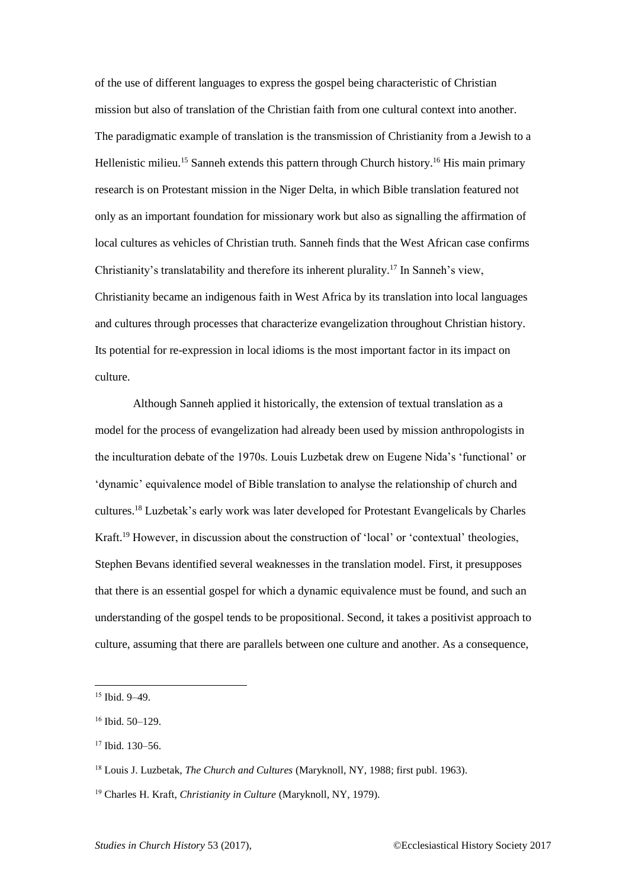of the use of different languages to express the gospel being characteristic of Christian mission but also of translation of the Christian faith from one cultural context into another. The paradigmatic example of translation is the transmission of Christianity from a Jewish to a Hellenistic milieu.[15] Sanneh extends this pattern through Church history.[16] His main primary research is on Protestant mission in the Niger Delta, in which Bible translation featured not only as an important foundation for missionary work but also as signalling the affirmation of local cultures as vehicles of Christian truth. Sanneh finds that the West African case confirms Christianity's translatability and therefore its inherent plurality.[17] In Sanneh's view, Christianity became an indigenous faith in West Africa by its translation into local languages and cultures through processes that characterize evangelization throughout Christian history. Its potential for re-expression in local idioms is the most important factor in its impact on culture.

Although Sanneh applied it historically, the extension of textual translation as a model for the process of evangelization had already been used by mission anthropologists in the inculturation debate of the 1970s. Louis Luzbetak drew on Eugene Nida's 'functional' or 'dynamic' equivalence model of Bible translation to analyse the relationship of church and cultures.[18] Luzbetak's early work was later developed for Protestant Evangelicals by Charles Kraft.[19] However, in discussion about the construction of 'local' or 'contextual' theologies, Stephen Bevans identified several weaknesses in the translation model. First, it presupposes that there is an essential gospel for which a dynamic equivalence must be found, and such an understanding of the gospel tends to be propositional. Second, it takes a positivist approach to culture, assuming that there are parallels between one culture and another. As a consequence,

---

[15] Ibid. 9–49.

[16] Ibid. 50–129.

[17] Ibid. 130–56.

[18] Louis J. Luzbetak, *The Church and Cultures* (Maryknoll, NY, 1988; first publ. 1963).

[19] Charles H. Kraft, *Christianity in Culture* (Maryknoll, NY, 1979).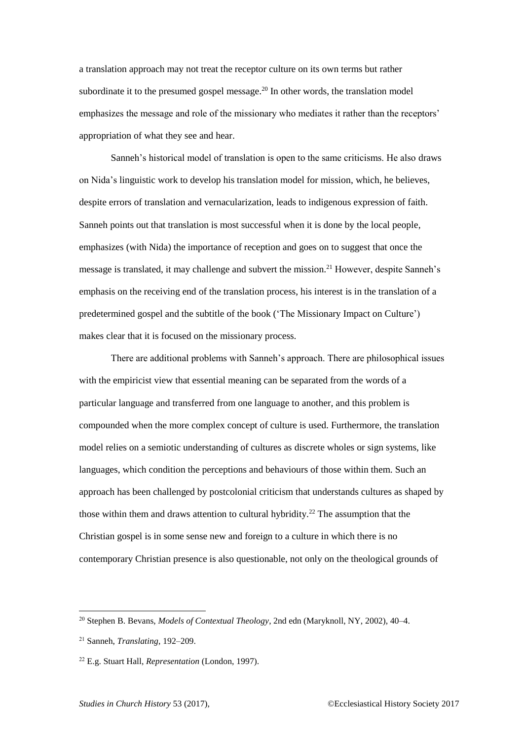a translation approach may not treat the receptor culture on its own terms but rather subordinate it to the presumed gospel message.[20] In other words, the translation model emphasizes the message and role of the missionary who mediates it rather than the receptors' appropriation of what they see and hear.

Sanneh's historical model of translation is open to the same criticisms. He also draws on Nida's linguistic work to develop his translation model for mission, which, he believes, despite errors of translation and vernacularization, leads to indigenous expression of faith. Sanneh points out that translation is most successful when it is done by the local people, emphasizes (with Nida) the importance of reception and goes on to suggest that once the message is translated, it may challenge and subvert the mission.[21] However, despite Sanneh's emphasis on the receiving end of the translation process, his interest is in the translation of a predetermined gospel and the subtitle of the book ('The Missionary Impact on Culture') makes clear that it is focused on the missionary process.

There are additional problems with Sanneh's approach. There are philosophical issues with the empiricist view that essential meaning can be separated from the words of a particular language and transferred from one language to another, and this problem is compounded when the more complex concept of culture is used. Furthermore, the translation model relies on a semiotic understanding of cultures as discrete wholes or sign systems, like languages, which condition the perceptions and behaviours of those within them. Such an approach has been challenged by postcolonial criticism that understands cultures as shaped by those within them and draws attention to cultural hybridity.[22] The assumption that the Christian gospel is in some sense new and foreign to a culture in which there is no contemporary Christian presence is also questionable, not only on the theological grounds of

---

[20] Stephen B. Bevans, *Models of Contextual Theology*, 2nd edn (Maryknoll, NY, 2002), 40–4.

[21] Sanneh, *Translating*, 192–209.

[22] E.g. Stuart Hall, *Representation* (London, 1997).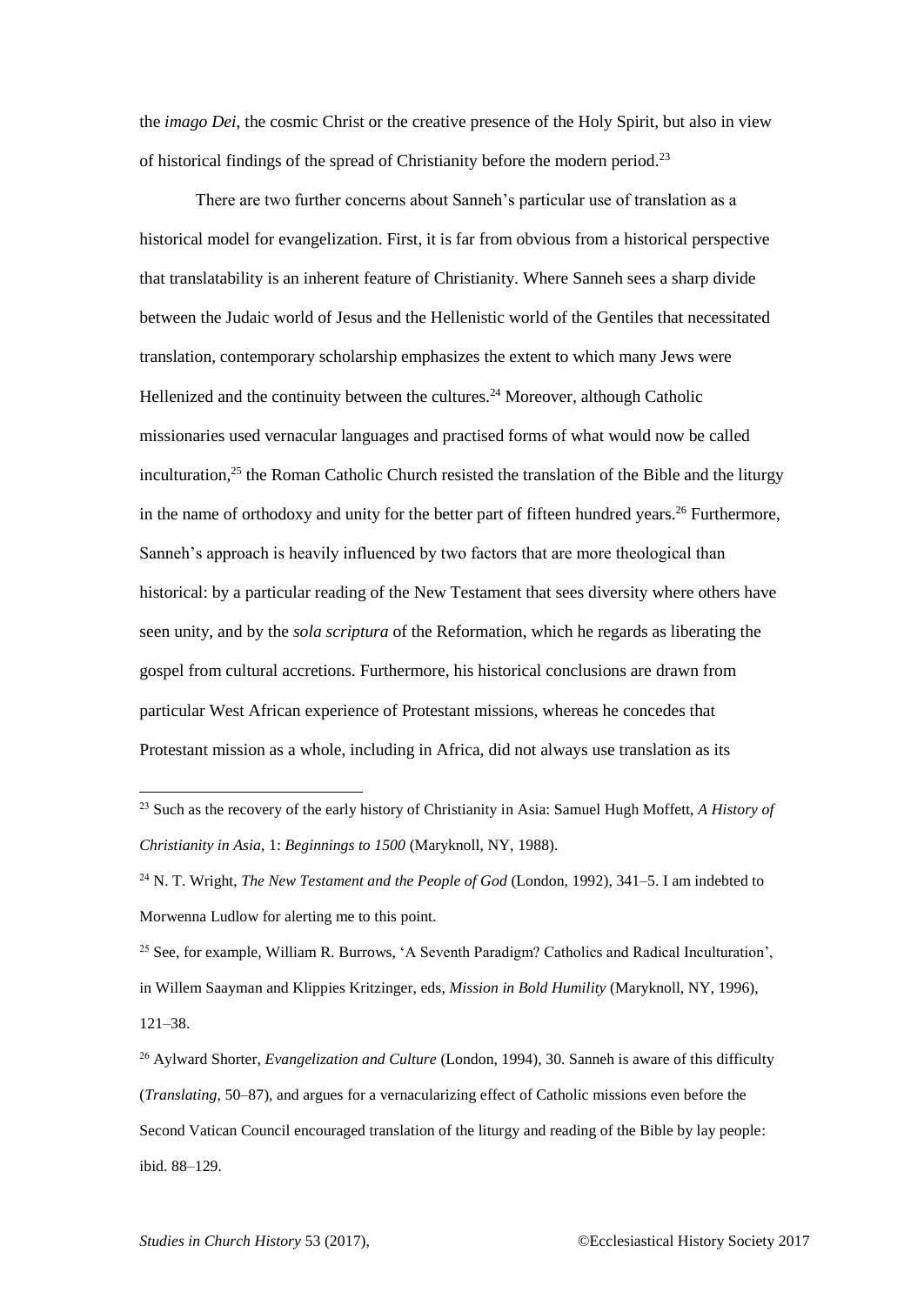the *imago Dei*, the cosmic Christ or the creative presence of the Holy Spirit, but also in view of historical findings of the spread of Christianity before the modern period.[23]

There are two further concerns about Sanneh's particular use of translation as a historical model for evangelization. First, it is far from obvious from a historical perspective that translatability is an inherent feature of Christianity. Where Sanneh sees a sharp divide between the Judaic world of Jesus and the Hellenistic world of the Gentiles that necessitated translation, contemporary scholarship emphasizes the extent to which many Jews were Hellenized and the continuity between the cultures.[24] Moreover, although Catholic missionaries used vernacular languages and practised forms of what would now be called inculturation,[25] the Roman Catholic Church resisted the translation of the Bible and the liturgy in the name of orthodoxy and unity for the better part of fifteen hundred years.[26] Furthermore, Sanneh's approach is heavily influenced by two factors that are more theological than historical: by a particular reading of the New Testament that sees diversity where others have seen unity, and by the *sola scriptura* of the Reformation, which he regards as liberating the gospel from cultural accretions. Furthermore, his historical conclusions are drawn from particular West African experience of Protestant missions, whereas he concedes that Protestant mission as a whole, including in Africa, did not always use translation as its

---

[23] Such as the recovery of the early history of Christianity in Asia: Samuel Hugh Moffett, *A History of Christianity in Asia*, 1: *Beginnings to 1500* (Maryknoll, NY, 1988).

[24] N. T. Wright, *The New Testament and the People of God* (London, 1992), 341–5. I am indebted to Morwenna Ludlow for alerting me to this point.

[25] See, for example, William R. Burrows, 'A Seventh Paradigm? Catholics and Radical Inculturation', in Willem Saayman and Klippies Kritzinger, eds, *Mission in Bold Humility* (Maryknoll, NY, 1996), 121–38.

[26] Aylward Shorter, *Evangelization and Culture* (London, 1994), 30. Sanneh is aware of this difficulty (*Translating*, 50–87), and argues for a vernacularizing effect of Catholic missions even before the Second Vatican Council encouraged translation of the liturgy and reading of the Bible by lay people: ibid. 88–129.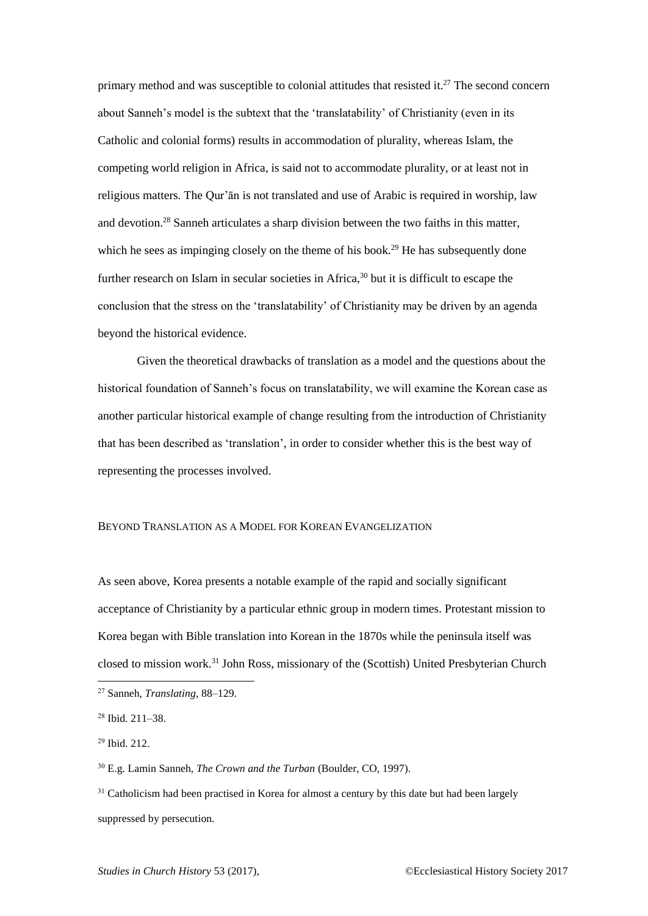primary method and was susceptible to colonial attitudes that resisted it.[27] The second concern about Sanneh's model is the subtext that the 'translatability' of Christianity (even in its Catholic and colonial forms) results in accommodation of plurality, whereas Islam, the competing world religion in Africa, is said not to accommodate plurality, or at least not in religious matters. The Qur'ān is not translated and use of Arabic is required in worship, law and devotion.[28] Sanneh articulates a sharp division between the two faiths in this matter, which he sees as impinging closely on the theme of his book.[29] He has subsequently done further research on Islam in secular societies in Africa,[30] but it is difficult to escape the conclusion that the stress on the 'translatability' of Christianity may be driven by an agenda beyond the historical evidence.

Given the theoretical drawbacks of translation as a model and the questions about the historical foundation of Sanneh's focus on translatability, we will examine the Korean case as another particular historical example of change resulting from the introduction of Christianity that has been described as 'translation', in order to consider whether this is the best way of representing the processes involved.

## BEYOND TRANSLATION AS A MODEL FOR KOREAN EVANGELIZATION

As seen above, Korea presents a notable example of the rapid and socially significant acceptance of Christianity by a particular ethnic group in modern times. Protestant mission to Korea began with Bible translation into Korean in the 1870s while the peninsula itself was closed to mission work.[31] John Ross, missionary of the (Scottish) United Presbyterian Church

---

[27] Sanneh, *Translating*, 88–129.

[28] Ibid. 211–38.

[29] Ibid. 212.

[30] E.g. Lamin Sanneh, *The Crown and the Turban* (Boulder, CO, 1997).

[31] Catholicism had been practised in Korea for almost a century by this date but had been largely suppressed by persecution.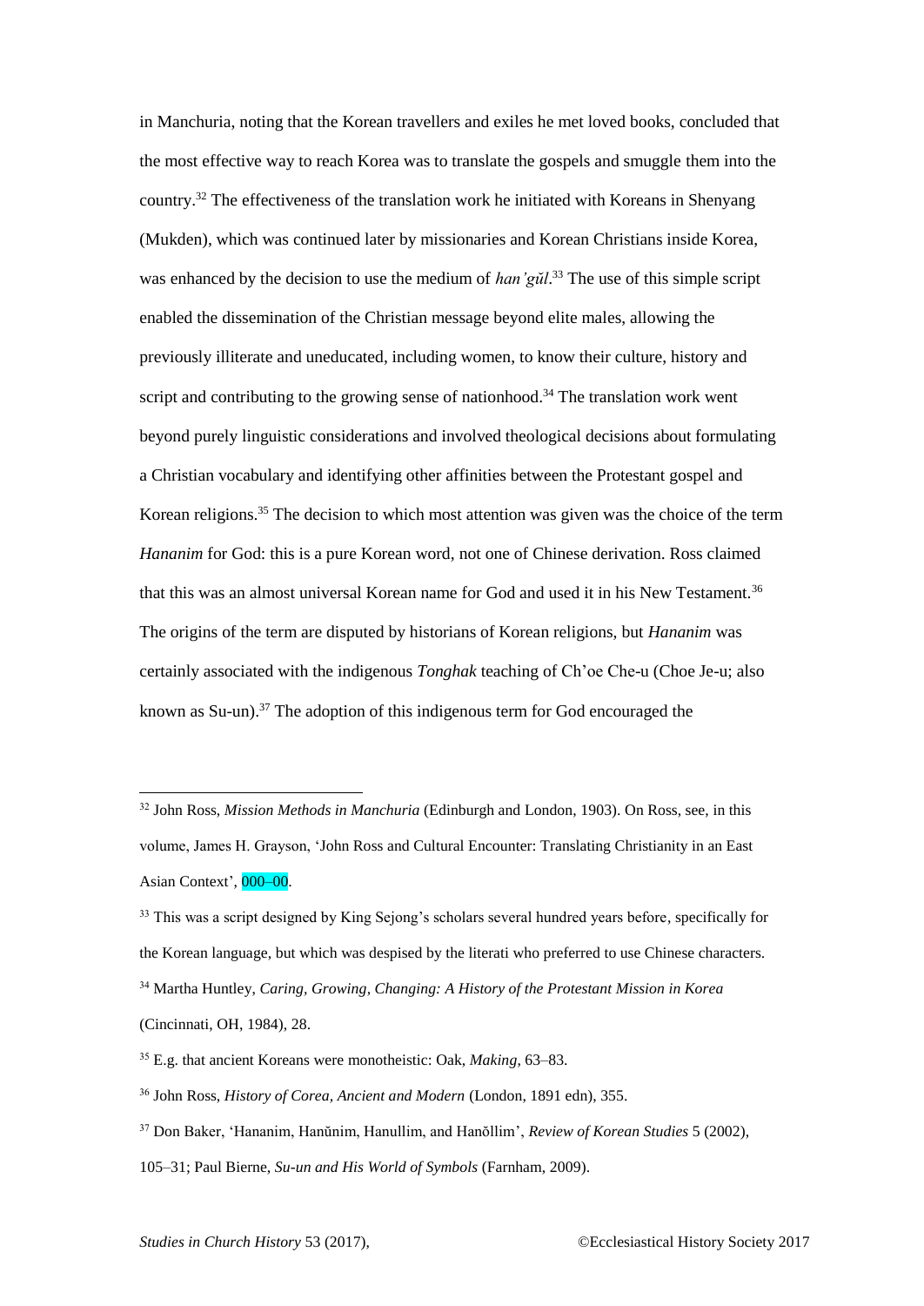in Manchuria, noting that the Korean travellers and exiles he met loved books, concluded that the most effective way to reach Korea was to translate the gospels and smuggle them into the country.[32] The effectiveness of the translation work he initiated with Koreans in Shenyang (Mukden), which was continued later by missionaries and Korean Christians inside Korea, was enhanced by the decision to use the medium of *han'gŭl*.[33] The use of this simple script enabled the dissemination of the Christian message beyond elite males, allowing the previously illiterate and uneducated, including women, to know their culture, history and script and contributing to the growing sense of nationhood.[34] The translation work went beyond purely linguistic considerations and involved theological decisions about formulating a Christian vocabulary and identifying other affinities between the Protestant gospel and Korean religions.[35] The decision to which most attention was given was the choice of the term *Hananim* for God: this is a pure Korean word, not one of Chinese derivation. Ross claimed that this was an almost universal Korean name for God and used it in his New Testament.[36] The origins of the term are disputed by historians of Korean religions, but *Hananim* was certainly associated with the indigenous *Tonghak* teaching of Ch'oe Che-u (Choe Je-u; also known as Su-un).[37] The adoption of this indigenous term for God encouraged the

---

[32] John Ross, *Mission Methods in Manchuria* (Edinburgh and London, 1903). On Ross, see, in this volume, James H. Grayson, 'John Ross and Cultural Encounter: Translating Christianity in an East Asian Context', 000–00.

[33] This was a script designed by King Sejong's scholars several hundred years before, specifically for the Korean language, but which was despised by the literati who preferred to use Chinese characters.

[34] Martha Huntley, *Caring, Growing, Changing: A History of the Protestant Mission in Korea* (Cincinnati, OH, 1984), 28.

[35] E.g. that ancient Koreans were monotheistic: Oak, *Making*, 63–83.

[36] John Ross, *History of Corea, Ancient and Modern* (London, 1891 edn), 355.

[37] Don Baker, 'Hananim, Hanŭnim, Hanullim, and Hanŏllim', *Review of Korean Studies* 5 (2002), 105–31; Paul Bierne, *Su-un and His World of Symbols* (Farnham, 2009).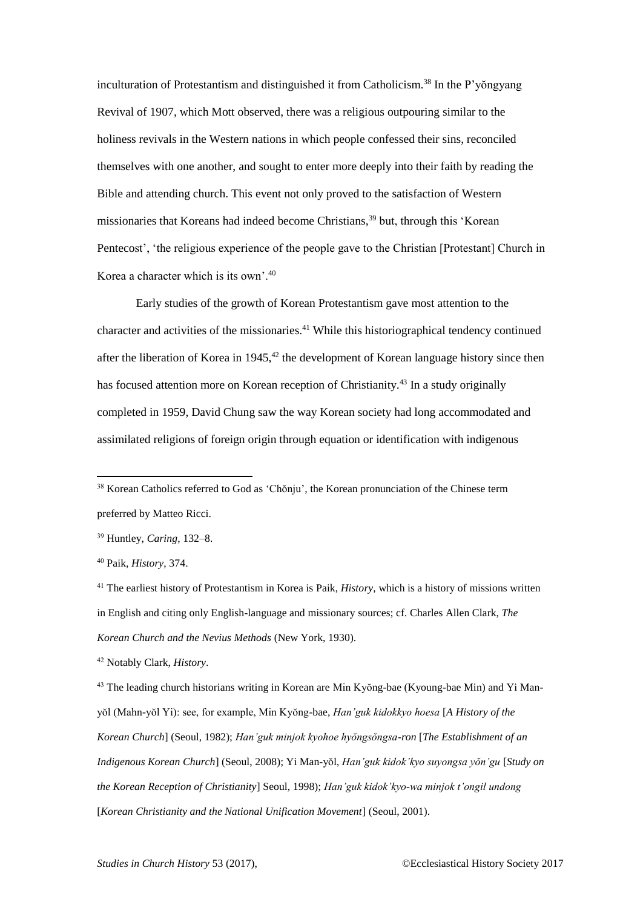inculturation of Protestantism and distinguished it from Catholicism.[38] In the P'yŏngyang Revival of 1907, which Mott observed, there was a religious outpouring similar to the holiness revivals in the Western nations in which people confessed their sins, reconciled themselves with one another, and sought to enter more deeply into their faith by reading the Bible and attending church. This event not only proved to the satisfaction of Western missionaries that Koreans had indeed become Christians,[39] but, through this 'Korean Pentecost', 'the religious experience of the people gave to the Christian [Protestant] Church in Korea a character which is its own'.[40]

Early studies of the growth of Korean Protestantism gave most attention to the character and activities of the missionaries.[41] While this historiographical tendency continued after the liberation of Korea in 1945,[42] the development of Korean language history since then has focused attention more on Korean reception of Christianity.[43] In a study originally completed in 1959, David Chung saw the way Korean society had long accommodated and assimilated religions of foreign origin through equation or identification with indigenous

---

[38] Korean Catholics referred to God as 'Chŏnju', the Korean pronunciation of the Chinese term preferred by Matteo Ricci.

[39] Huntley, *Caring*, 132–8.

[40] Paik, *History*, 374.

[41] The earliest history of Protestantism in Korea is Paik, *History*, which is a history of missions written in English and citing only English-language and missionary sources; cf. Charles Allen Clark, *The Korean Church and the Nevius Methods* (New York, 1930).

[42] Notably Clark, *History*.

[43] The leading church historians writing in Korean are Min Kyŏng-bae (Kyoung-bae Min) and Yi Man-yŏl (Mahn-yŏl Yi): see, for example, Min Kyŏng-bae, *Han'guk kidokkyo hoesa* [*A History of the Korean Church*] (Seoul, 1982); *Han'guk minjok kyohoe hyŏngsŏngsa-ron* [*The Establishment of an Indigenous Korean Church*] (Seoul, 2008); Yi Man-yŏl, *Han'guk kidok'kyo suyongsa yŏn'gu* [*Study on the Korean Reception of Christianity*] Seoul, 1998); *Han'guk kidok'kyo-wa minjok t'ongil undong* [*Korean Christianity and the National Unification Movement*] (Seoul, 2001).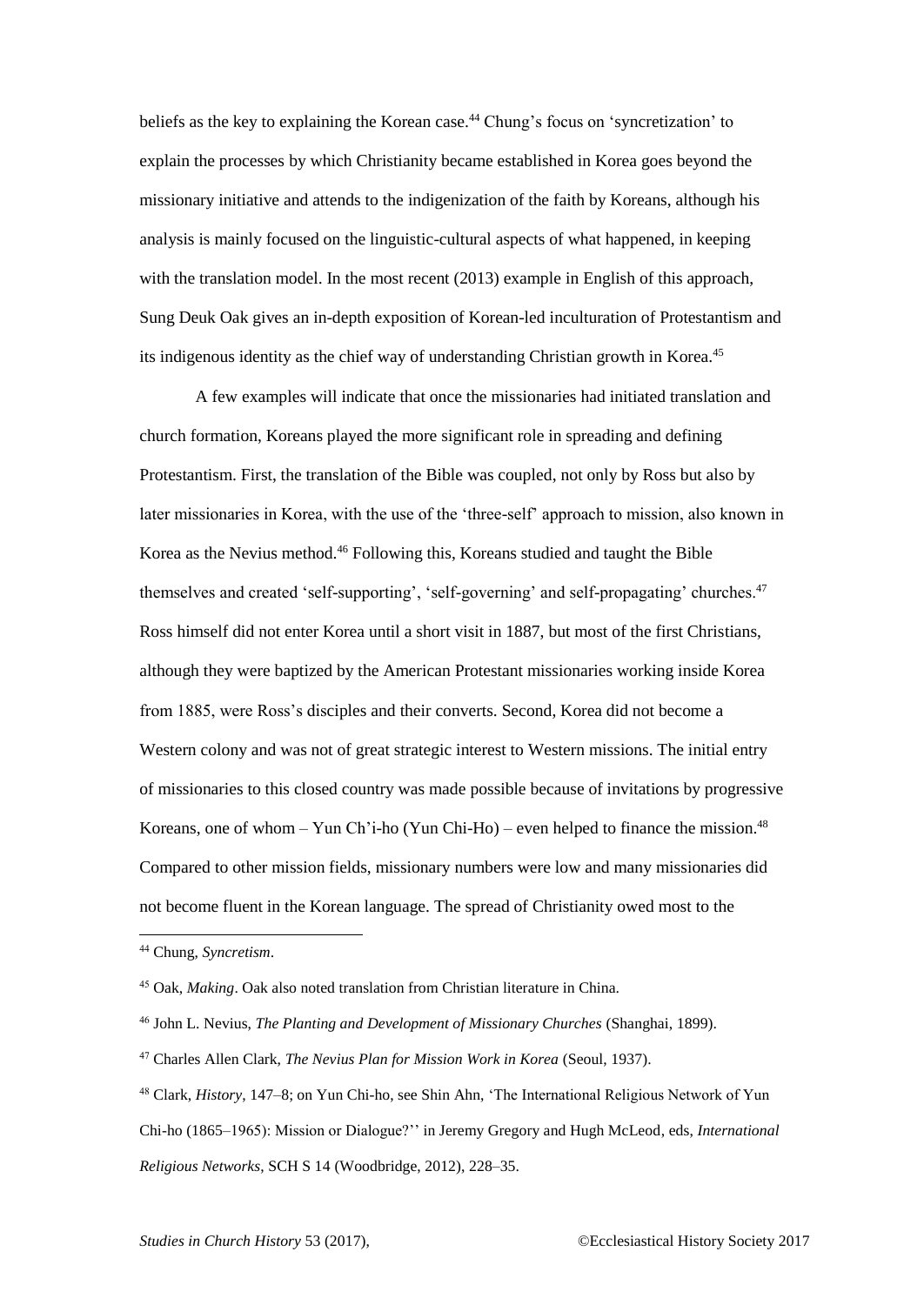beliefs as the key to explaining the Korean case.[44] Chung's focus on 'syncretization' to explain the processes by which Christianity became established in Korea goes beyond the missionary initiative and attends to the indigenization of the faith by Koreans, although his analysis is mainly focused on the linguistic-cultural aspects of what happened, in keeping with the translation model. In the most recent (2013) example in English of this approach, Sung Deuk Oak gives an in-depth exposition of Korean-led inculturation of Protestantism and its indigenous identity as the chief way of understanding Christian growth in Korea.[45]

A few examples will indicate that once the missionaries had initiated translation and church formation, Koreans played the more significant role in spreading and defining Protestantism. First, the translation of the Bible was coupled, not only by Ross but also by later missionaries in Korea, with the use of the 'three-self' approach to mission, also known in Korea as the Nevius method.[46] Following this, Koreans studied and taught the Bible themselves and created 'self-supporting', 'self-governing' and self-propagating' churches.[47] Ross himself did not enter Korea until a short visit in 1887, but most of the first Christians, although they were baptized by the American Protestant missionaries working inside Korea from 1885, were Ross's disciples and their converts. Second, Korea did not become a Western colony and was not of great strategic interest to Western missions. The initial entry of missionaries to this closed country was made possible because of invitations by progressive Koreans, one of whom – Yun Ch'i-ho (Yun Chi-Ho) – even helped to finance the mission.[48] Compared to other mission fields, missionary numbers were low and many missionaries did not become fluent in the Korean language. The spread of Christianity owed most to the

---

[44] Chung, *Syncretism*.

[45] Oak, *Making*. Oak also noted translation from Christian literature in China.

[46] John L. Nevius, *The Planting and Development of Missionary Churches* (Shanghai, 1899).

[47] Charles Allen Clark, *The Nevius Plan for Mission Work in Korea* (Seoul, 1937).

[48] Clark, *History*, 147–8; on Yun Chi-ho, see Shin Ahn, 'The International Religious Network of Yun Chi-ho (1865–1965): Mission or Dialogue?'' in Jeremy Gregory and Hugh McLeod, eds, *International Religious Networks*, SCH S 14 (Woodbridge, 2012), 228–35.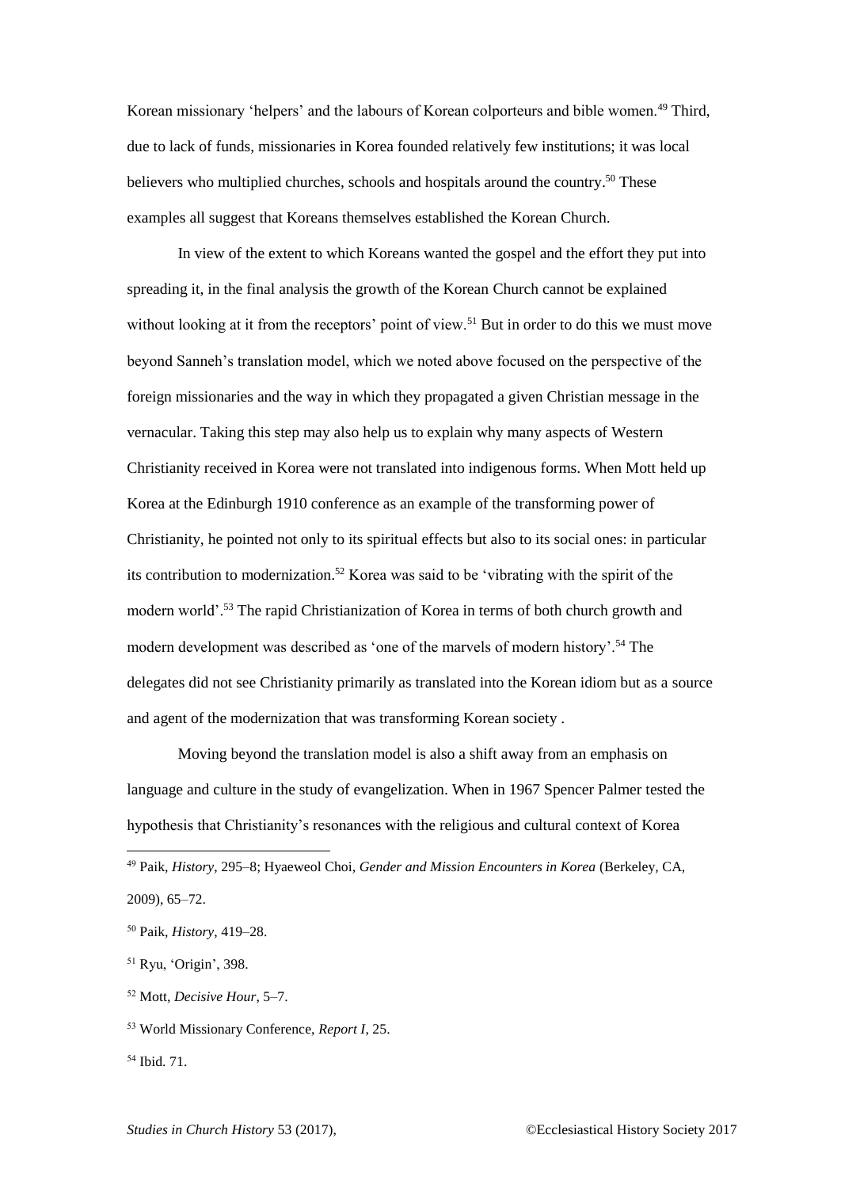Korean missionary 'helpers' and the labours of Korean colporteurs and bible women.[49] Third, due to lack of funds, missionaries in Korea founded relatively few institutions; it was local believers who multiplied churches, schools and hospitals around the country.[50] These examples all suggest that Koreans themselves established the Korean Church.

In view of the extent to which Koreans wanted the gospel and the effort they put into spreading it, in the final analysis the growth of the Korean Church cannot be explained without looking at it from the receptors' point of view.[51] But in order to do this we must move beyond Sanneh's translation model, which we noted above focused on the perspective of the foreign missionaries and the way in which they propagated a given Christian message in the vernacular. Taking this step may also help us to explain why many aspects of Western Christianity received in Korea were not translated into indigenous forms. When Mott held up Korea at the Edinburgh 1910 conference as an example of the transforming power of Christianity, he pointed not only to its spiritual effects but also to its social ones: in particular its contribution to modernization.[52] Korea was said to be 'vibrating with the spirit of the modern world'.[53] The rapid Christianization of Korea in terms of both church growth and modern development was described as 'one of the marvels of modern history'.[54] The delegates did not see Christianity primarily as translated into the Korean idiom but as a source and agent of the modernization that was transforming Korean society .

Moving beyond the translation model is also a shift away from an emphasis on language and culture in the study of evangelization. When in 1967 Spencer Palmer tested the hypothesis that Christianity's resonances with the religious and cultural context of Korea

---

[49] Paik, *History*, 295–8; Hyaeweol Choi, *Gender and Mission Encounters in Korea* (Berkeley, CA, 2009), 65–72.

[50] Paik, *History*, 419–28.

[51] Ryu, 'Origin', 398.

[52] Mott, *Decisive Hour*, 5–7.

[53] World Missionary Conference, *Report I*, 25.

[54] Ibid. 71.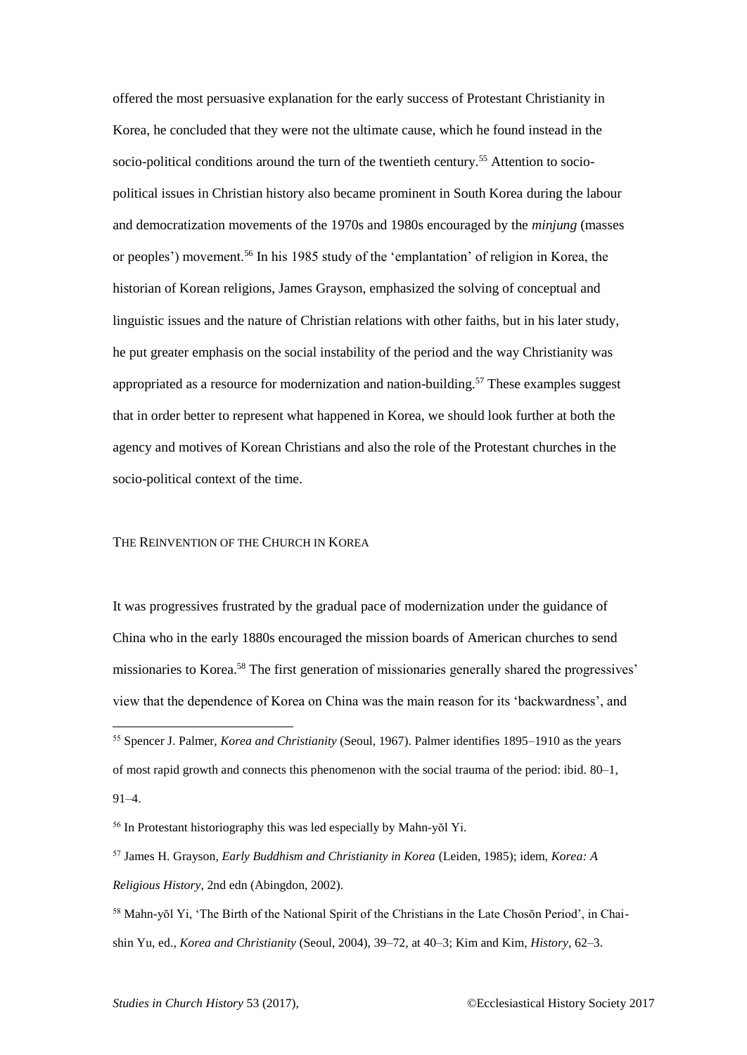offered the most persuasive explanation for the early success of Protestant Christianity in Korea, he concluded that they were not the ultimate cause, which he found instead in the socio-political conditions around the turn of the twentieth century.[55] Attention to socio-political issues in Christian history also became prominent in South Korea during the labour and democratization movements of the 1970s and 1980s encouraged by the *minjung* (masses or peoples') movement.[56] In his 1985 study of the 'emplantation' of religion in Korea, the historian of Korean religions, James Grayson, emphasized the solving of conceptual and linguistic issues and the nature of Christian relations with other faiths, but in his later study, he put greater emphasis on the social instability of the period and the way Christianity was appropriated as a resource for modernization and nation-building.[57] These examples suggest that in order better to represent what happened in Korea, we should look further at both the agency and motives of Korean Christians and also the role of the Protestant churches in the socio-political context of the time.

## The Reinvention of the Church in Korea

It was progressives frustrated by the gradual pace of modernization under the guidance of China who in the early 1880s encouraged the mission boards of American churches to send missionaries to Korea.[58] The first generation of missionaries generally shared the progressives' view that the dependence of Korea on China was the main reason for its 'backwardness', and

---

[55] Spencer J. Palmer, *Korea and Christianity* (Seoul, 1967). Palmer identifies 1895–1910 as the years of most rapid growth and connects this phenomenon with the social trauma of the period: ibid. 80–1, 91–4.

[56] In Protestant historiography this was led especially by Mahn-yŏl Yi.

[57] James H. Grayson, *Early Buddhism and Christianity in Korea* (Leiden, 1985); idem, *Korea: A Religious History*, 2nd edn (Abingdon, 2002).

[58] Mahn-yŏl Yi, 'The Birth of the National Spirit of the Christians in the Late Chosŏn Period', in Chai-shin Yu, ed., *Korea and Christianity* (Seoul, 2004), 39–72, at 40–3; Kim and Kim, *History*, 62–3.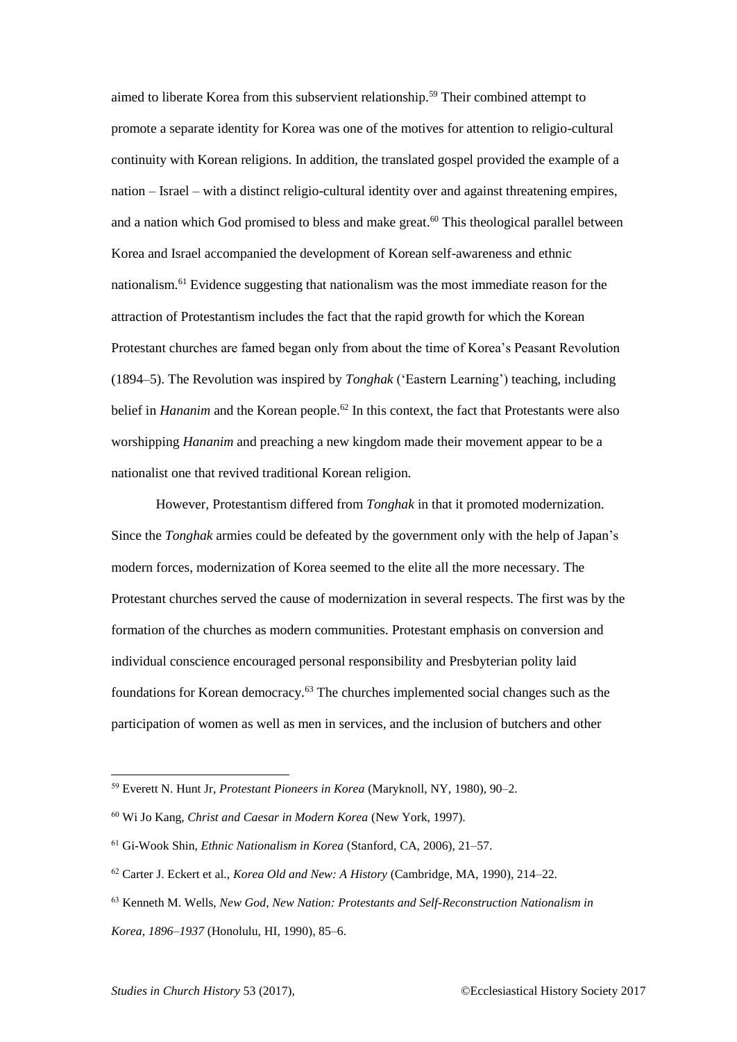aimed to liberate Korea from this subservient relationship.[59] Their combined attempt to promote a separate identity for Korea was one of the motives for attention to religio-cultural continuity with Korean religions. In addition, the translated gospel provided the example of a nation – Israel – with a distinct religio-cultural identity over and against threatening empires, and a nation which God promised to bless and make great.[60] This theological parallel between Korea and Israel accompanied the development of Korean self-awareness and ethnic nationalism.[61] Evidence suggesting that nationalism was the most immediate reason for the attraction of Protestantism includes the fact that the rapid growth for which the Korean Protestant churches are famed began only from about the time of Korea's Peasant Revolution (1894–5). The Revolution was inspired by *Tonghak* ('Eastern Learning') teaching, including belief in *Hananim* and the Korean people.[62] In this context, the fact that Protestants were also worshipping *Hananim* and preaching a new kingdom made their movement appear to be a nationalist one that revived traditional Korean religion.

However, Protestantism differed from *Tonghak* in that it promoted modernization. Since the *Tonghak* armies could be defeated by the government only with the help of Japan's modern forces, modernization of Korea seemed to the elite all the more necessary. The Protestant churches served the cause of modernization in several respects. The first was by the formation of the churches as modern communities. Protestant emphasis on conversion and individual conscience encouraged personal responsibility and Presbyterian polity laid foundations for Korean democracy.[63] The churches implemented social changes such as the participation of women as well as men in services, and the inclusion of butchers and other

---

[59] Everett N. Hunt Jr, *Protestant Pioneers in Korea* (Maryknoll, NY, 1980), 90–2.

[60] Wi Jo Kang, *Christ and Caesar in Modern Korea* (New York, 1997).

[61] Gi-Wook Shin, *Ethnic Nationalism in Korea* (Stanford, CA, 2006), 21–57.

[62] Carter J. Eckert et al., *Korea Old and New: A History* (Cambridge, MA, 1990), 214–22.

[63] Kenneth M. Wells, *New God, New Nation: Protestants and Self-Reconstruction Nationalism in Korea, 1896–1937* (Honolulu, HI, 1990), 85–6.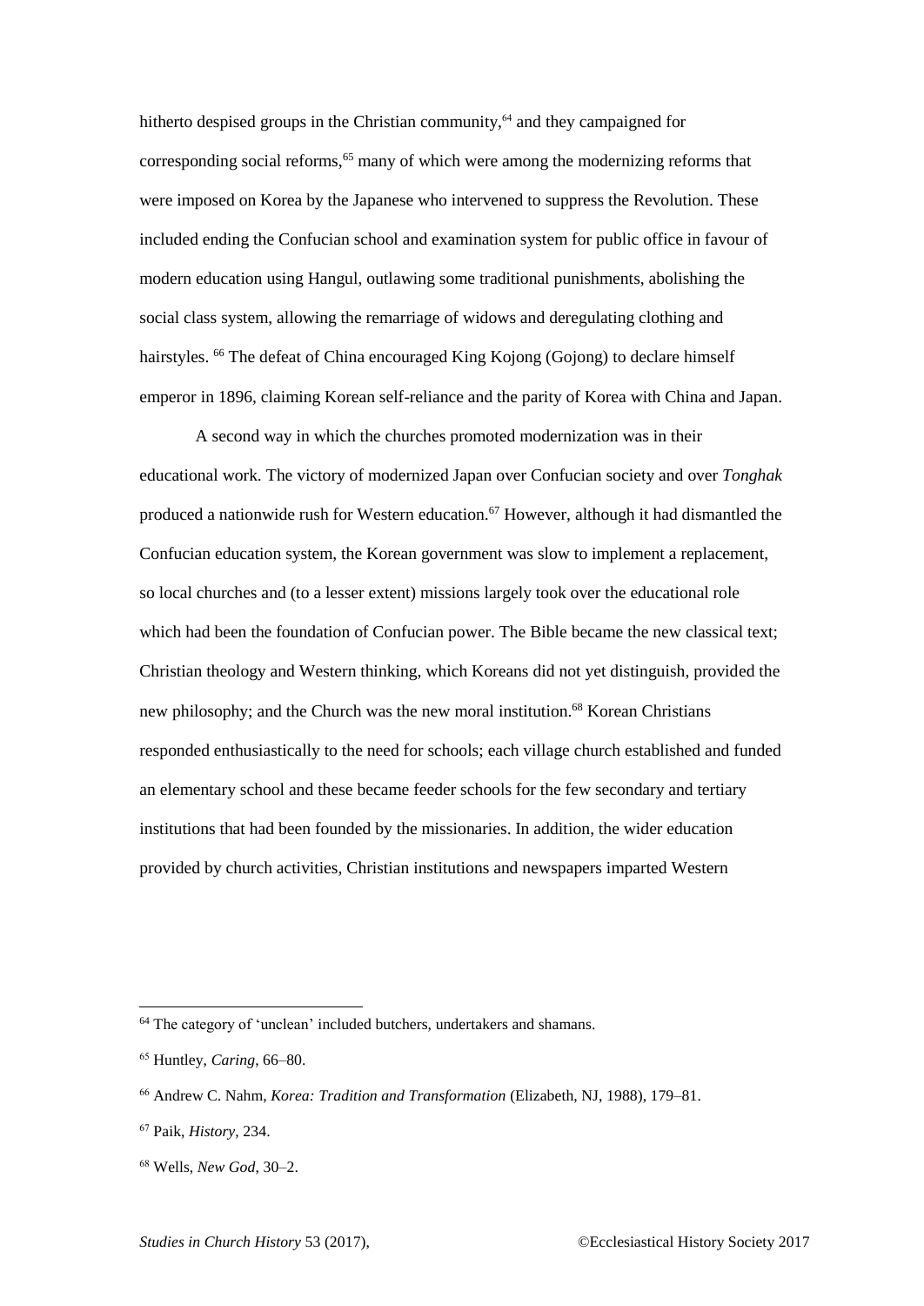hitherto despised groups in the Christian community,[64] and they campaigned for corresponding social reforms,[65] many of which were among the modernizing reforms that were imposed on Korea by the Japanese who intervened to suppress the Revolution. These included ending the Confucian school and examination system for public office in favour of modern education using Hangul, outlawing some traditional punishments, abolishing the social class system, allowing the remarriage of widows and deregulating clothing and hairstyles.[66] The defeat of China encouraged King Kojong (Gojong) to declare himself emperor in 1896, claiming Korean self-reliance and the parity of Korea with China and Japan.

A second way in which the churches promoted modernization was in their educational work. The victory of modernized Japan over Confucian society and over *Tonghak* produced a nationwide rush for Western education.[67] However, although it had dismantled the Confucian education system, the Korean government was slow to implement a replacement, so local churches and (to a lesser extent) missions largely took over the educational role which had been the foundation of Confucian power. The Bible became the new classical text; Christian theology and Western thinking, which Koreans did not yet distinguish, provided the new philosophy; and the Church was the new moral institution.[68] Korean Christians responded enthusiastically to the need for schools; each village church established and funded an elementary school and these became feeder schools for the few secondary and tertiary institutions that had been founded by the missionaries. In addition, the wider education provided by church activities, Christian institutions and newspapers imparted Western

---

[64] The category of 'unclean' included butchers, undertakers and shamans.

[65] Huntley, *Caring*, 66–80.

[66] Andrew C. Nahm, *Korea: Tradition and Transformation* (Elizabeth, NJ, 1988), 179–81.

[67] Paik, *History*, 234.

[68] Wells, *New God*, 30–2.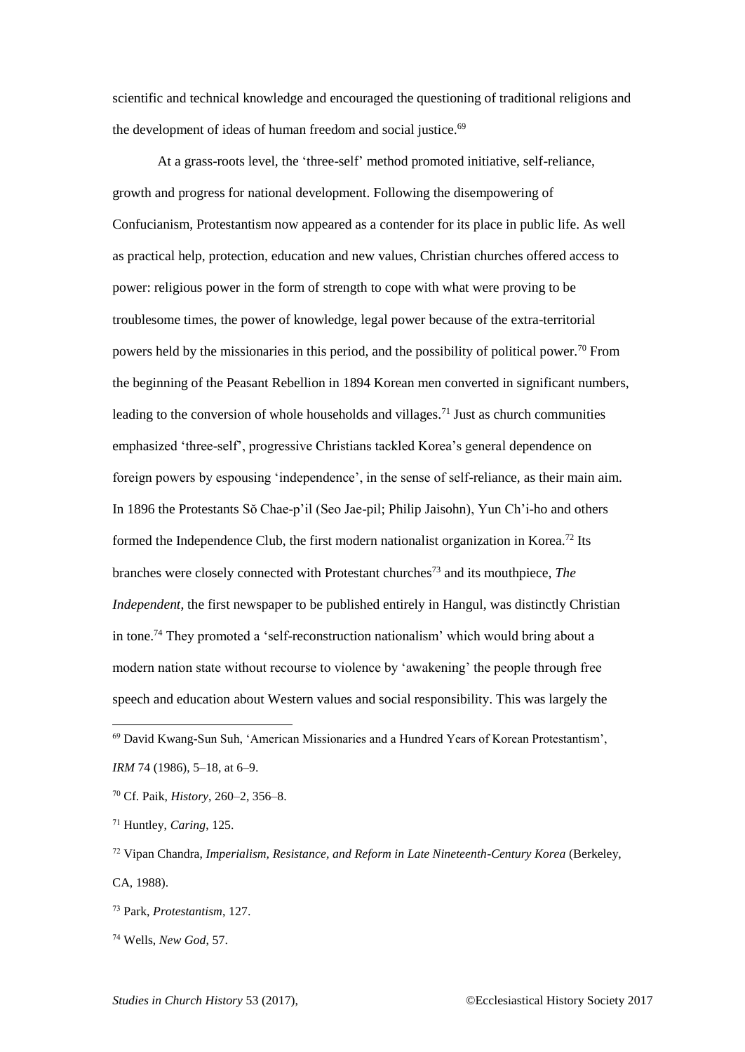scientific and technical knowledge and encouraged the questioning of traditional religions and the development of ideas of human freedom and social justice.[69]

At a grass-roots level, the 'three-self' method promoted initiative, self-reliance, growth and progress for national development. Following the disempowering of Confucianism, Protestantism now appeared as a contender for its place in public life. As well as practical help, protection, education and new values, Christian churches offered access to power: religious power in the form of strength to cope with what were proving to be troublesome times, the power of knowledge, legal power because of the extra-territorial powers held by the missionaries in this period, and the possibility of political power.[70] From the beginning of the Peasant Rebellion in 1894 Korean men converted in significant numbers, leading to the conversion of whole households and villages.[71] Just as church communities emphasized 'three-self', progressive Christians tackled Korea's general dependence on foreign powers by espousing 'independence', in the sense of self-reliance, as their main aim. In 1896 the Protestants Sŏ Chae-p'il (Seo Jae-pil; Philip Jaisohn), Yun Ch'i-ho and others formed the Independence Club, the first modern nationalist organization in Korea.[72] Its branches were closely connected with Protestant churches[73] and its mouthpiece, *The Independent*, the first newspaper to be published entirely in Hangul, was distinctly Christian in tone.[74] They promoted a 'self-reconstruction nationalism' which would bring about a modern nation state without recourse to violence by 'awakening' the people through free speech and education about Western values and social responsibility. This was largely the

---

[69] David Kwang-Sun Suh, 'American Missionaries and a Hundred Years of Korean Protestantism', *IRM* 74 (1986), 5–18, at 6–9.

[70] Cf. Paik, *History*, 260–2, 356–8.

[71] Huntley, *Caring*, 125.

[72] Vipan Chandra, *Imperialism, Resistance, and Reform in Late Nineteenth-Century Korea* (Berkeley, CA, 1988).

[73] Park, *Protestantism*, 127.

[74] Wells, *New God*, 57.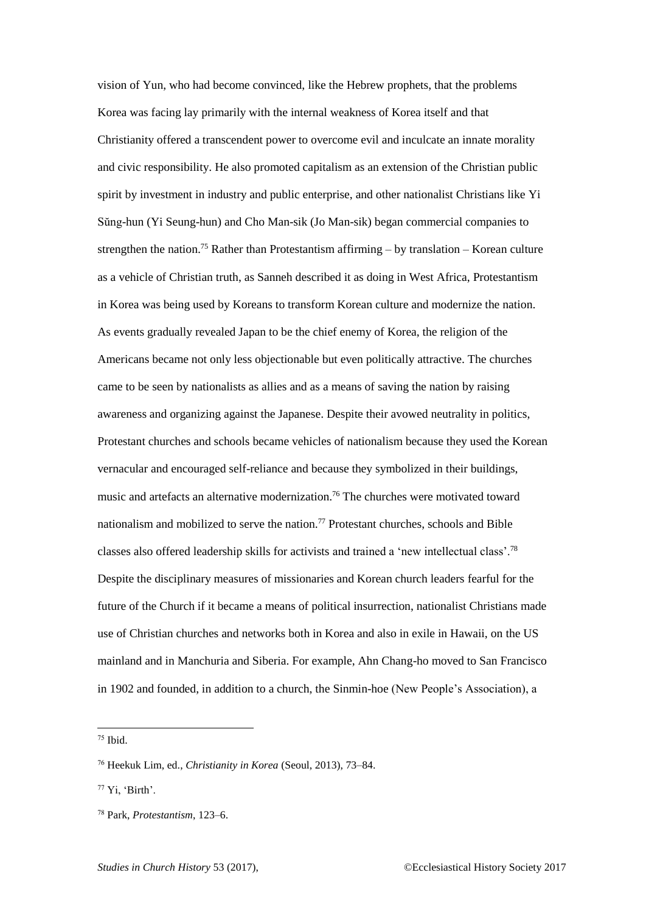vision of Yun, who had become convinced, like the Hebrew prophets, that the problems Korea was facing lay primarily with the internal weakness of Korea itself and that Christianity offered a transcendent power to overcome evil and inculcate an innate morality and civic responsibility. He also promoted capitalism as an extension of the Christian public spirit by investment in industry and public enterprise, and other nationalist Christians like Yi Sŭng-hun (Yi Seung-hun) and Cho Man-sik (Jo Man-sik) began commercial companies to strengthen the nation.[75] Rather than Protestantism affirming – by translation – Korean culture as a vehicle of Christian truth, as Sanneh described it as doing in West Africa, Protestantism in Korea was being used by Koreans to transform Korean culture and modernize the nation. As events gradually revealed Japan to be the chief enemy of Korea, the religion of the Americans became not only less objectionable but even politically attractive. The churches came to be seen by nationalists as allies and as a means of saving the nation by raising awareness and organizing against the Japanese. Despite their avowed neutrality in politics, Protestant churches and schools became vehicles of nationalism because they used the Korean vernacular and encouraged self-reliance and because they symbolized in their buildings, music and artefacts an alternative modernization.[76] The churches were motivated toward nationalism and mobilized to serve the nation.[77] Protestant churches, schools and Bible classes also offered leadership skills for activists and trained a 'new intellectual class'.[78] Despite the disciplinary measures of missionaries and Korean church leaders fearful for the future of the Church if it became a means of political insurrection, nationalist Christians made use of Christian churches and networks both in Korea and also in exile in Hawaii, on the US mainland and in Manchuria and Siberia. For example, Ahn Chang-ho moved to San Francisco in 1902 and founded, in addition to a church, the Sinmin-hoe (New People's Association), a

---

[75] Ibid.

[76] Heekuk Lim, ed., *Christianity in Korea* (Seoul, 2013), 73–84.

[77] Yi, 'Birth'.

[78] Park, *Protestantism*, 123–6.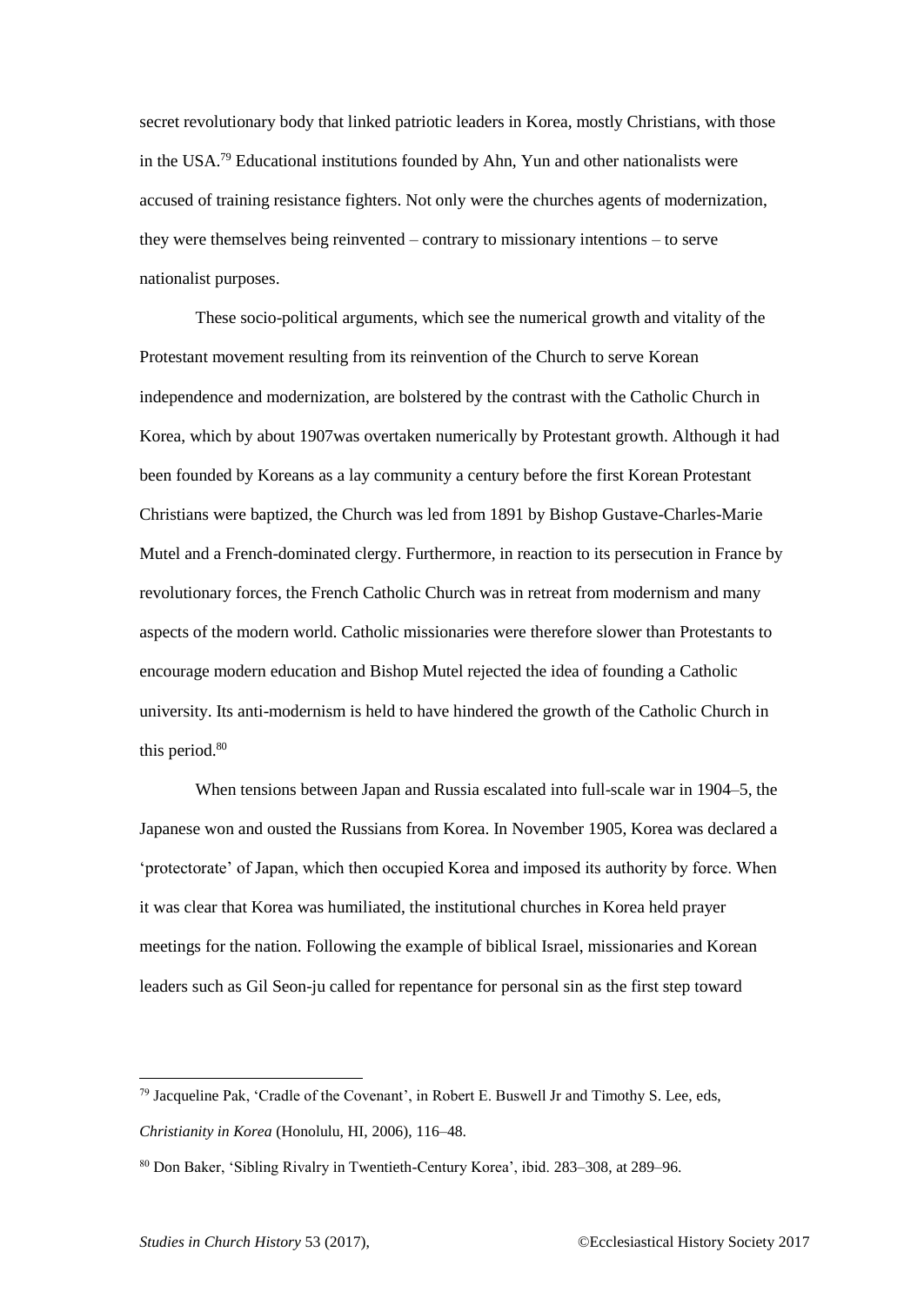secret revolutionary body that linked patriotic leaders in Korea, mostly Christians, with those in the USA.[79] Educational institutions founded by Ahn, Yun and other nationalists were accused of training resistance fighters. Not only were the churches agents of modernization, they were themselves being reinvented – contrary to missionary intentions – to serve nationalist purposes.

These socio-political arguments, which see the numerical growth and vitality of the Protestant movement resulting from its reinvention of the Church to serve Korean independence and modernization, are bolstered by the contrast with the Catholic Church in Korea, which by about 1907was overtaken numerically by Protestant growth. Although it had been founded by Koreans as a lay community a century before the first Korean Protestant Christians were baptized, the Church was led from 1891 by Bishop Gustave-Charles-Marie Mutel and a French-dominated clergy. Furthermore, in reaction to its persecution in France by revolutionary forces, the French Catholic Church was in retreat from modernism and many aspects of the modern world. Catholic missionaries were therefore slower than Protestants to encourage modern education and Bishop Mutel rejected the idea of founding a Catholic university. Its anti-modernism is held to have hindered the growth of the Catholic Church in this period.[80]

When tensions between Japan and Russia escalated into full-scale war in 1904–5, the Japanese won and ousted the Russians from Korea. In November 1905, Korea was declared a 'protectorate' of Japan, which then occupied Korea and imposed its authority by force. When it was clear that Korea was humiliated, the institutional churches in Korea held prayer meetings for the nation. Following the example of biblical Israel, missionaries and Korean leaders such as Gil Seon-ju called for repentance for personal sin as the first step toward

---

[79] Jacqueline Pak, 'Cradle of the Covenant', in Robert E. Buswell Jr and Timothy S. Lee, eds, *Christianity in Korea* (Honolulu, HI, 2006), 116–48.

[80] Don Baker, 'Sibling Rivalry in Twentieth-Century Korea', ibid. 283–308, at 289–96.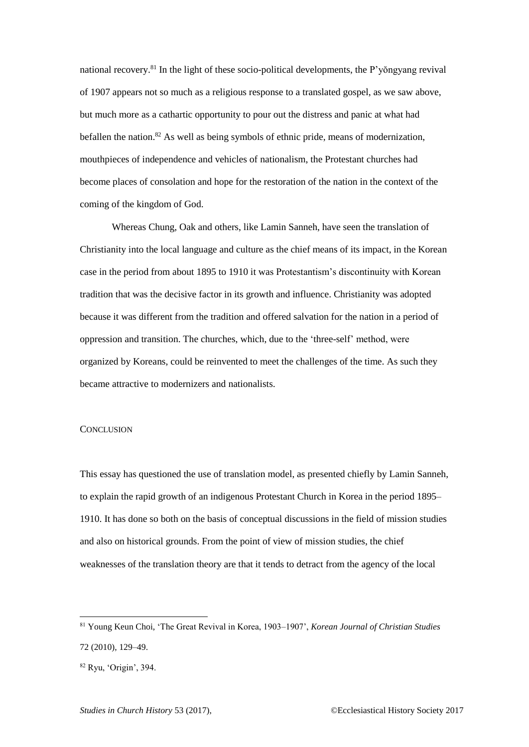national recovery.[81] In the light of these socio-political developments, the P'yŏngyang revival of 1907 appears not so much as a religious response to a translated gospel, as we saw above, but much more as a cathartic opportunity to pour out the distress and panic at what had befallen the nation.[82] As well as being symbols of ethnic pride, means of modernization, mouthpieces of independence and vehicles of nationalism, the Protestant churches had become places of consolation and hope for the restoration of the nation in the context of the coming of the kingdom of God.

Whereas Chung, Oak and others, like Lamin Sanneh, have seen the translation of Christianity into the local language and culture as the chief means of its impact, in the Korean case in the period from about 1895 to 1910 it was Protestantism's discontinuity with Korean tradition that was the decisive factor in its growth and influence. Christianity was adopted because it was different from the tradition and offered salvation for the nation in a period of oppression and transition. The churches, which, due to the 'three-self' method, were organized by Koreans, could be reinvented to meet the challenges of the time. As such they became attractive to modernizers and nationalists.

## CONCLUSION

This essay has questioned the use of translation model, as presented chiefly by Lamin Sanneh, to explain the rapid growth of an indigenous Protestant Church in Korea in the period 1895–1910. It has done so both on the basis of conceptual discussions in the field of mission studies and also on historical grounds. From the point of view of mission studies, the chief weaknesses of the translation theory are that it tends to detract from the agency of the local

---

[81] Young Keun Choi, 'The Great Revival in Korea, 1903–1907', *Korean Journal of Christian Studies* 72 (2010), 129–49.

[82] Ryu, 'Origin', 394.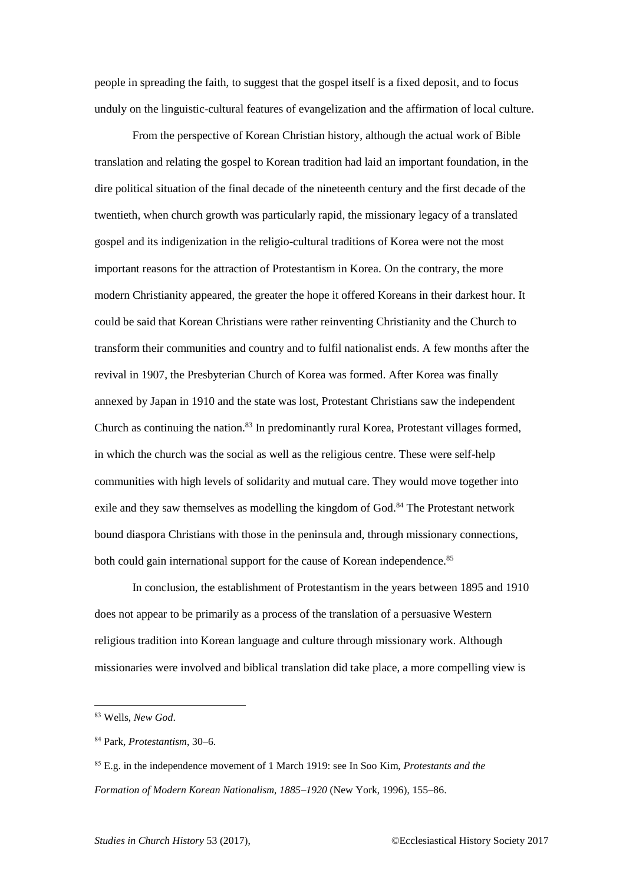people in spreading the faith, to suggest that the gospel itself is a fixed deposit, and to focus unduly on the linguistic-cultural features of evangelization and the affirmation of local culture.

From the perspective of Korean Christian history, although the actual work of Bible translation and relating the gospel to Korean tradition had laid an important foundation, in the dire political situation of the final decade of the nineteenth century and the first decade of the twentieth, when church growth was particularly rapid, the missionary legacy of a translated gospel and its indigenization in the religio-cultural traditions of Korea were not the most important reasons for the attraction of Protestantism in Korea. On the contrary, the more modern Christianity appeared, the greater the hope it offered Koreans in their darkest hour. It could be said that Korean Christians were rather reinventing Christianity and the Church to transform their communities and country and to fulfil nationalist ends. A few months after the revival in 1907, the Presbyterian Church of Korea was formed. After Korea was finally annexed by Japan in 1910 and the state was lost, Protestant Christians saw the independent Church as continuing the nation.[83] In predominantly rural Korea, Protestant villages formed, in which the church was the social as well as the religious centre. These were self-help communities with high levels of solidarity and mutual care. They would move together into exile and they saw themselves as modelling the kingdom of God.[84] The Protestant network bound diaspora Christians with those in the peninsula and, through missionary connections, both could gain international support for the cause of Korean independence.[85]

In conclusion, the establishment of Protestantism in the years between 1895 and 1910 does not appear to be primarily as a process of the translation of a persuasive Western religious tradition into Korean language and culture through missionary work. Although missionaries were involved and biblical translation did take place, a more compelling view is

---

[83] Wells, *New God*.

[84] Park, *Protestantism*, 30–6.

[85] E.g. in the independence movement of 1 March 1919: see In Soo Kim, *Protestants and the Formation of Modern Korean Nationalism, 1885–1920* (New York, 1996), 155–86.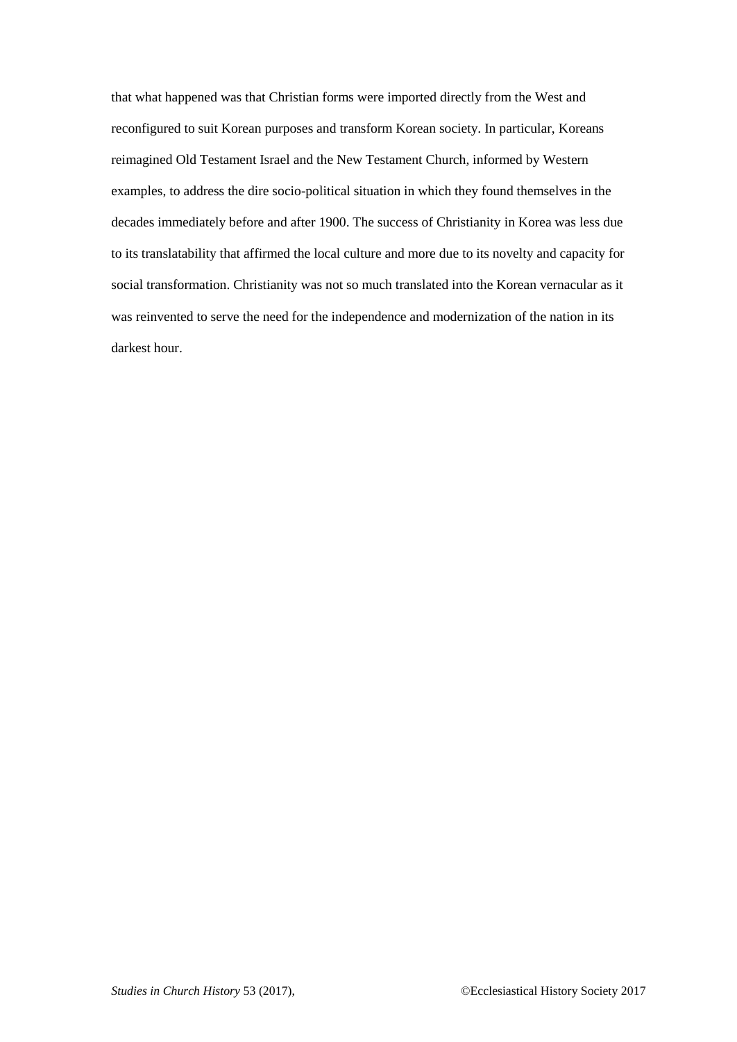that what happened was that Christian forms were imported directly from the West and reconfigured to suit Korean purposes and transform Korean society. In particular, Koreans reimagined Old Testament Israel and the New Testament Church, informed by Western examples, to address the dire socio-political situation in which they found themselves in the decades immediately before and after 1900. The success of Christianity in Korea was less due to its translatability that affirmed the local culture and more due to its novelty and capacity for social transformation. Christianity was not so much translated into the Korean vernacular as it was reinvented to serve the need for the independence and modernization of the nation in its darkest hour.